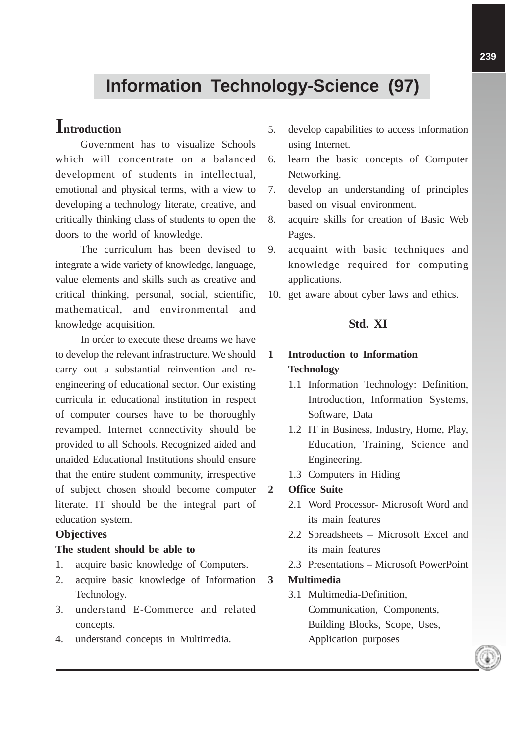# Information Technology-Science (97)

## Introduction

Government has to visualize Schools which will concentrate on a balanced development of students in intellectual, emotional and physical terms, with a view to developing a technology literate, creative, and critically thinking class of students to open the doors to the world of knowledge.

The curriculum has been devised to integrate a wide variety of knowledge, language, value elements and skills such as creative and critical thinking, personal, social, scientific, mathematical, and environmental and knowledge acquisition.

In order to execute these dreams we have to develop the relevant infrastructure. We should carry out a substantial reinvention and re-engineering of educational sector. Our existing curricula in educational institution in respect of computer courses have to be thoroughly revamped. Internet connectivity should be provided to all Schools. Recognized aided and unaided Educational Institutions should ensure that the entire student community, irrespective of subject chosen should become computer literate. IT should be the integral part of education system.

### Objectives

**The student should be able to**

1. acquire basic knowledge of Computers.
2. acquire basic knowledge of Information Technology.
3. understand E-Commerce and related concepts.
4. understand concepts in Multimedia.
5. develop capabilities to access Information using Internet.
6. learn the basic concepts of Computer Networking.
7. develop an understanding of principles based on visual environment.
8. acquire skills for creation of Basic Web Pages.
9. acquaint with basic techniques and knowledge required for computing applications.
10. get aware about cyber laws and ethics.

## Std. XI

**1 Introduction to Information Technology**

- 1.1 Information Technology: Definition, Introduction, Information Systems, Software, Data
- 1.2 IT in Business, Industry, Home, Play, Education, Training, Science and Engineering.
- 1.3 Computers in Hiding

**2 Office Suite**

- 2.1 Word Processor- Microsoft Word and its main features
- 2.2 Spreadsheets – Microsoft Excel and its main features
- 2.3 Presentations – Microsoft PowerPoint

**3 Multimedia**

- 3.1 Multimedia-Definition, Communication, Components, Building Blocks, Scope, Uses, Application purposes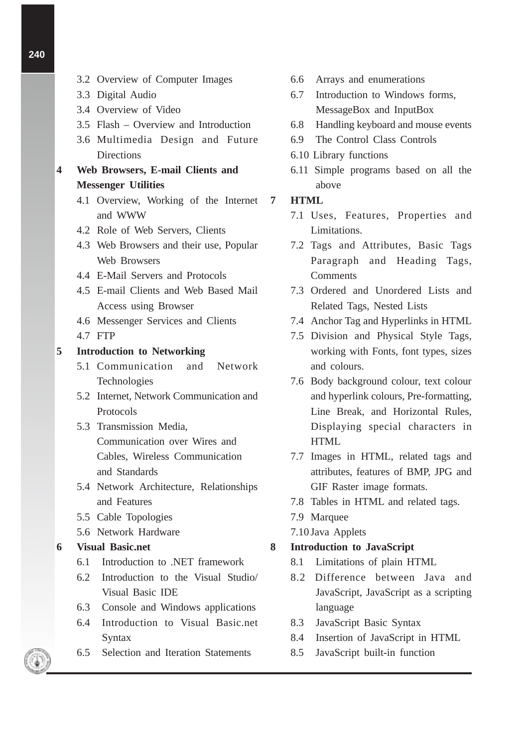- 3.2 Overview of Computer Images
- 3.3 Digital Audio
- 3.4 Overview of Video
- 3.5 Flash – Overview and Introduction
- 3.6 Multimedia Design and Future Directions

**4 Web Browsers, E-mail Clients and Messenger Utilities**

- 4.1 Overview, Working of the Internet and WWW
- 4.2 Role of Web Servers, Clients
- 4.3 Web Browsers and their use, Popular Web Browsers
- 4.4 E-Mail Servers and Protocols
- 4.5 E-mail Clients and Web Based Mail Access using Browser
- 4.6 Messenger Services and Clients
- 4.7 FTP

**5 Introduction to Networking**

- 5.1 Communication and Network Technologies
- 5.2 Internet, Network Communication and Protocols
- 5.3 Transmission Media, Communication over Wires and Cables, Wireless Communication and Standards
- 5.4 Network Architecture, Relationships and Features
- 5.5 Cable Topologies
- 5.6 Network Hardware

**6 Visual Basic.net**

- 6.1 Introduction to .NET framework
- 6.2 Introduction to the Visual Studio/ Visual Basic IDE
- 6.3 Console and Windows applications
- 6.4 Introduction to Visual Basic.net Syntax
- 6.5 Selection and Iteration Statements
- 6.6 Arrays and enumerations
- 6.7 Introduction to Windows forms, MessageBox and InputBox
- 6.8 Handling keyboard and mouse events
- 6.9 The Control Class Controls
- 6.10 Library functions
- 6.11 Simple programs based on all the above

**7 HTML**

- 7.1 Uses, Features, Properties and Limitations.
- 7.2 Tags and Attributes, Basic Tags Paragraph and Heading Tags, Comments
- 7.3 Ordered and Unordered Lists and Related Tags, Nested Lists
- 7.4 Anchor Tag and Hyperlinks in HTML
- 7.5 Division and Physical Style Tags, working with Fonts, font types, sizes and colours.
- 7.6 Body background colour, text colour and hyperlink colours, Pre-formatting, Line Break, and Horizontal Rules, Displaying special characters in HTML
- 7.7 Images in HTML, related tags and attributes, features of BMP, JPG and GIF Raster image formats.
- 7.8 Tables in HTML and related tags.
- 7.9 Marquee
- 7.10 Java Applets

**8 Introduction to JavaScript**

- 8.1 Limitations of plain HTML
- 8.2 Difference between Java and JavaScript, JavaScript as a scripting language
- 8.3 JavaScript Basic Syntax
- 8.4 Insertion of JavaScript in HTML
- 8.5 JavaScript built-in function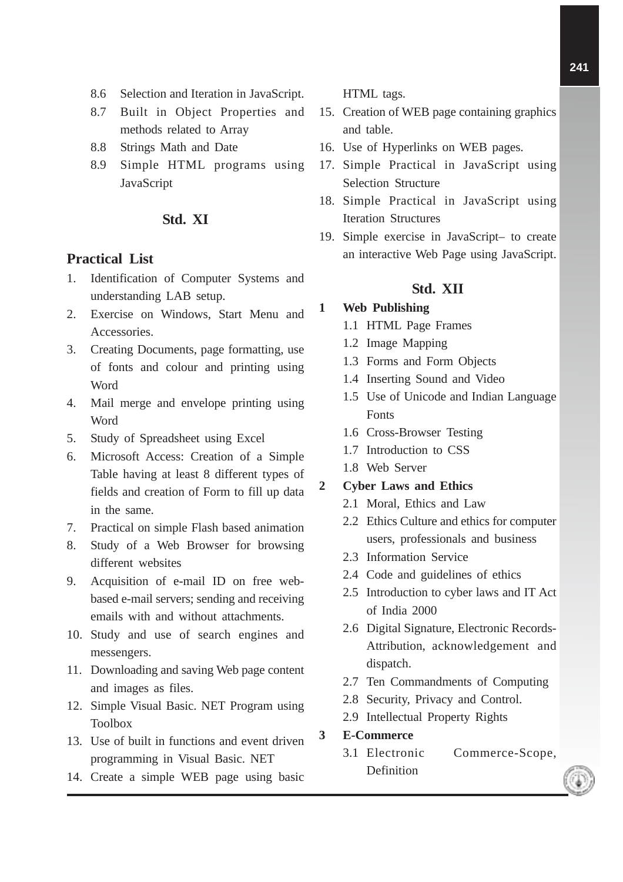8.6 Selection and Iteration in JavaScript.

8.7 Built in Object Properties and methods related to Array

8.8 Strings Math and Date

8.9 Simple HTML programs using JavaScript

## Std. XI

### Practical List

1. Identification of Computer Systems and understanding LAB setup.
2. Exercise on Windows, Start Menu and Accessories.
3. Creating Documents, page formatting, use of fonts and colour and printing using Word
4. Mail merge and envelope printing using Word
5. Study of Spreadsheet using Excel
6. Microsoft Access: Creation of a Simple Table having at least 8 different types of fields and creation of Form to fill up data in the same.
7. Practical on simple Flash based animation
8. Study of a Web Browser for browsing different websites
9. Acquisition of e-mail ID on free web-based e-mail servers; sending and receiving emails with and without attachments.
10. Study and use of search engines and messengers.
11. Downloading and saving Web page content and images as files.
12. Simple Visual Basic. NET Program using Toolbox
13. Use of built in functions and event driven programming in Visual Basic. NET
14. Create a simple WEB page using basic HTML tags.
15. Creation of WEB page containing graphics and table.
16. Use of Hyperlinks on WEB pages.
17. Simple Practical in JavaScript using Selection Structure
18. Simple Practical in JavaScript using Iteration Structures
19. Simple exercise in JavaScript– to create an interactive Web Page using JavaScript.

## Std. XII

**1 Web Publishing**

1.1 HTML Page Frames

1.2 Image Mapping

1.3 Forms and Form Objects

1.4 Inserting Sound and Video

1.5 Use of Unicode and Indian Language Fonts

1.6 Cross-Browser Testing

1.7 Introduction to CSS

1.8 Web Server

**2 Cyber Laws and Ethics**

2.1 Moral, Ethics and Law

2.2 Ethics Culture and ethics for computer users, professionals and business

2.3 Information Service

2.4 Code and guidelines of ethics

2.5 Introduction to cyber laws and IT Act of India 2000

2.6 Digital Signature, Electronic Records- Attribution, acknowledgement and dispatch.

2.7 Ten Commandments of Computing

2.8 Security, Privacy and Control.

2.9 Intellectual Property Rights

**3 E-Commerce**

3.1 Electronic Commerce-Scope, Definition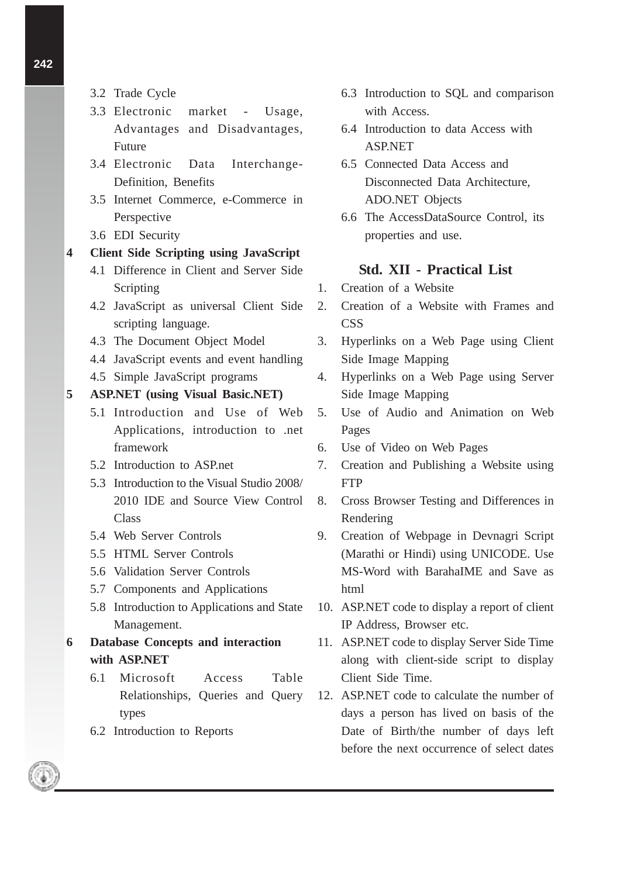- 3.2 Trade Cycle
- 3.3 Electronic market - Usage, Advantages and Disadvantages, Future
- 3.4 Electronic Data Interchange-Definition, Benefits
- 3.5 Internet Commerce, e-Commerce in Perspective
- 3.6 EDI Security

**4 Client Side Scripting using JavaScript**

- 4.1 Difference in Client and Server Side Scripting
- 4.2 JavaScript as universal Client Side scripting language.
- 4.3 The Document Object Model
- 4.4 JavaScript events and event handling
- 4.5 Simple JavaScript programs

**5 ASP.NET (using Visual Basic.NET)**

- 5.1 Introduction and Use of Web Applications, introduction to .net framework
- 5.2 Introduction to ASP.net
- 5.3 Introduction to the Visual Studio 2008/ 2010 IDE and Source View Control Class
- 5.4 Web Server Controls
- 5.5 HTML Server Controls
- 5.6 Validation Server Controls
- 5.7 Components and Applications
- 5.8 Introduction to Applications and State Management.

**6 Database Concepts and interaction with ASP.NET**

- 6.1 Microsoft Access Table Relationships, Queries and Query types
- 6.2 Introduction to Reports
- 6.3 Introduction to SQL and comparison with Access.
- 6.4 Introduction to data Access with ASP.NET
- 6.5 Connected Data Access and Disconnected Data Architecture, ADO.NET Objects
- 6.6 The AccessDataSource Control, its properties and use.

## Std. XII - Practical List

1. Creation of a Website
2. Creation of a Website with Frames and CSS
3. Hyperlinks on a Web Page using Client Side Image Mapping
4. Hyperlinks on a Web Page using Server Side Image Mapping
5. Use of Audio and Animation on Web Pages
6. Use of Video on Web Pages
7. Creation and Publishing a Website using FTP
8. Cross Browser Testing and Differences in Rendering
9. Creation of Webpage in Devnagri Script (Marathi or Hindi) using UNICODE. Use MS-Word with BarahaIME and Save as html
10. ASP.NET code to display a report of client IP Address, Browser etc.
11. ASP.NET code to display Server Side Time along with client-side script to display Client Side Time.
12. ASP.NET code to calculate the number of days a person has lived on basis of the Date of Birth/the number of days left before the next occurrence of select dates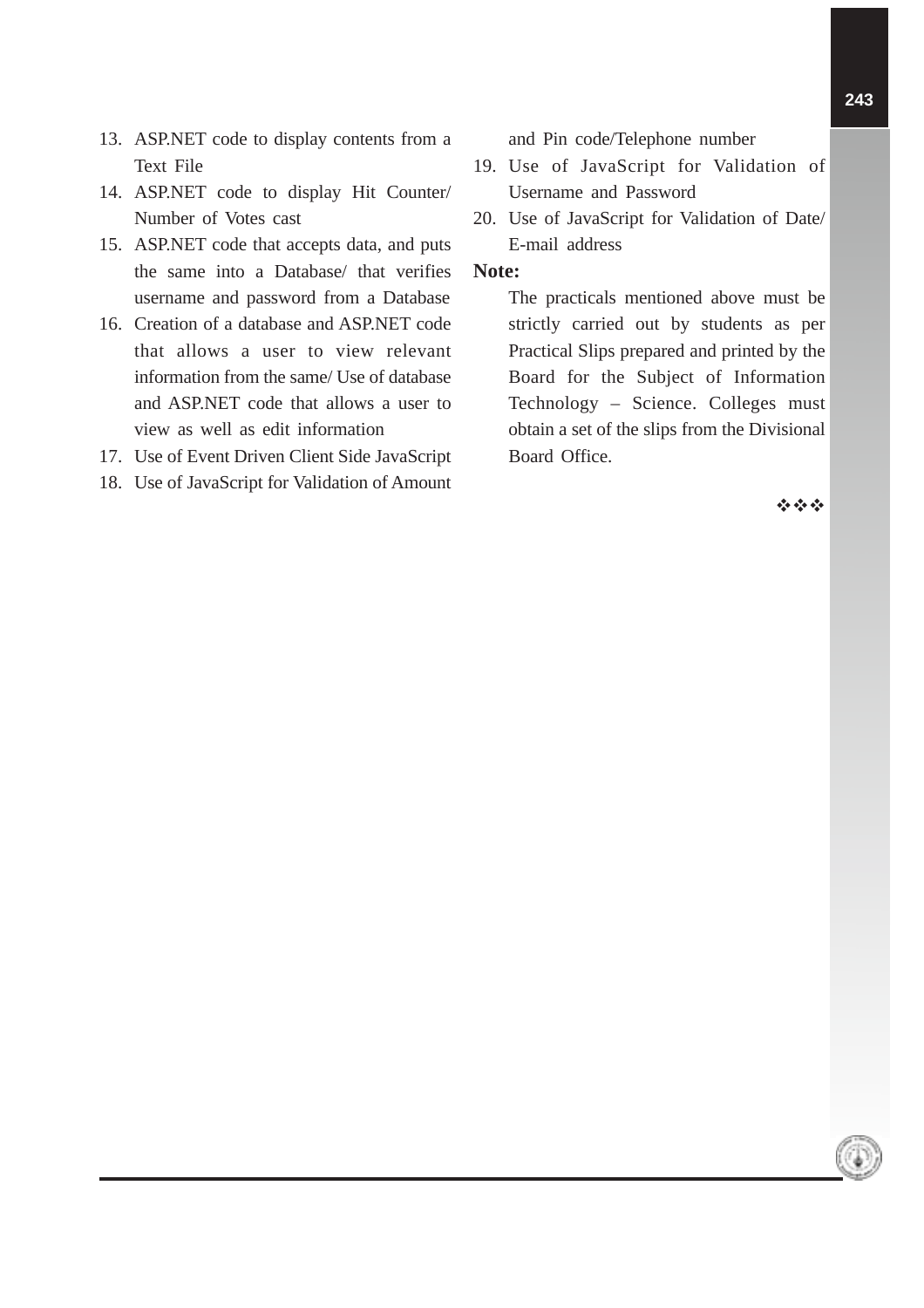13. ASP.NET code to display contents from a Text File
14. ASP.NET code to display Hit Counter/ Number of Votes cast
15. ASP.NET code that accepts data, and puts the same into a Database/ that verifies username and password from a Database
16. Creation of a database and ASP.NET code that allows a user to view relevant information from the same/ Use of database and ASP.NET code that allows a user to view as well as edit information
17. Use of Event Driven Client Side JavaScript
18. Use of JavaScript for Validation of Amount and Pin code/Telephone number
19. Use of JavaScript for Validation of Username and Password
20. Use of JavaScript for Validation of Date/ E-mail address

**Note:**

The practicals mentioned above must be strictly carried out by students as per Practical Slips prepared and printed by the Board for the Subject of Information Technology – Science. Colleges must obtain a set of the slips from the Divisional Board Office.

❖❖❖